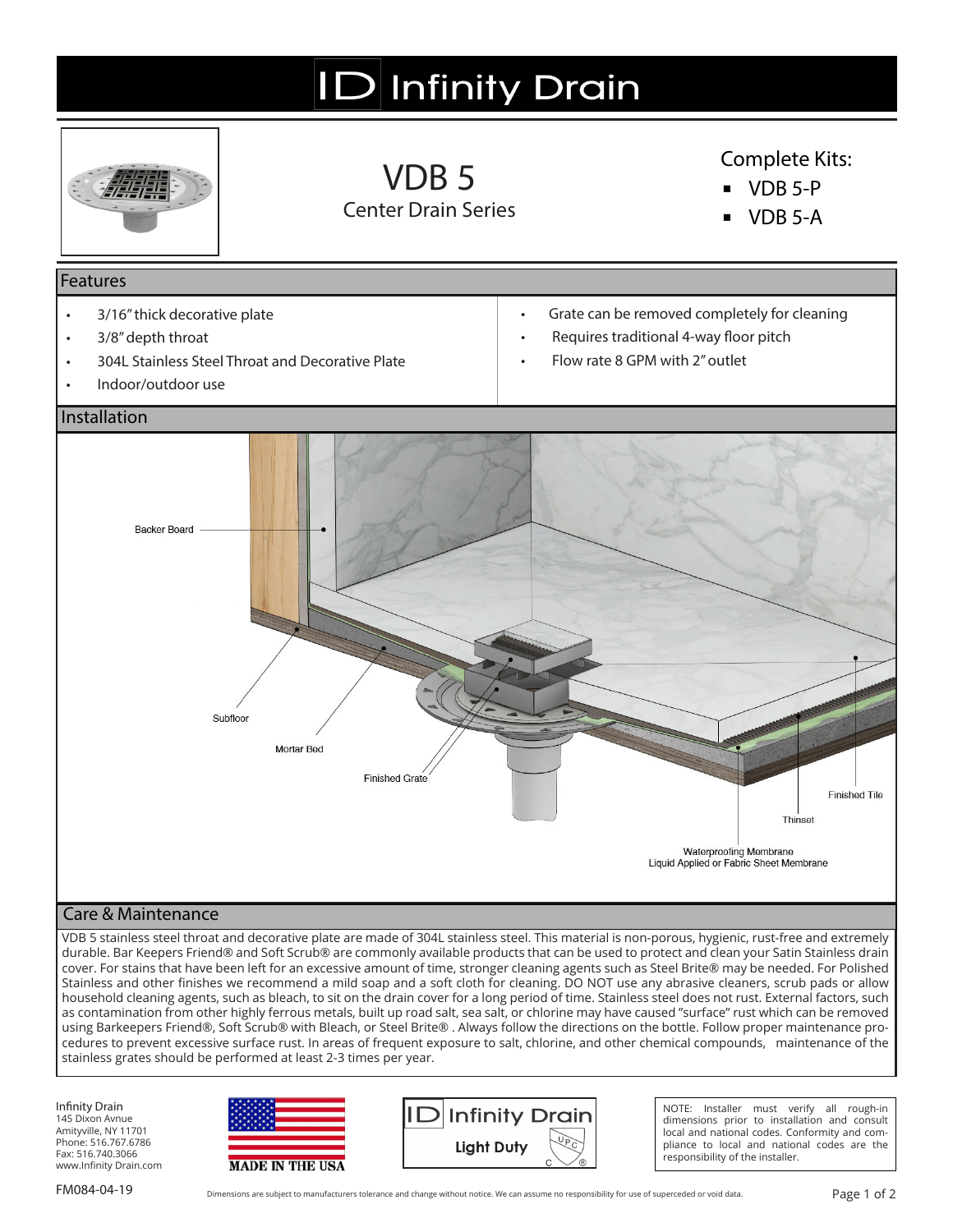# ID Infinity Drain

# VDB 5

Center Drain Series

Complete Kits:

- VDB 5-P
- VDB 5-A

## Features

- 3/16" thick decorative plate
- 3/8" depth throat
- 304L Stainless Steel Throat and Decorative Plate
- Indoor/outdoor use
- Grate can be removed completely for cleaning
- Requires traditional 4-way floor pitch
- Flow rate 8 GPM with 2" outlet

## Installation

Backer Board

Subfloor

Mortar Bed

Finished Grate

Finished Tile

Thinset

Waterproofing Membrane
Liquid Applied or Fabric Sheet Membrane

## Care & Maintenance

VDB 5 stainless steel throat and decorative plate are made of 304L stainless steel. This material is non-porous, hygienic, rust-free and extremely durable. Bar Keepers Friend® and Soft Scrub® are commonly available products that can be used to protect and clean your Satin Stainless drain cover. For stains that have been left for an excessive amount of time, stronger cleaning agents such as Steel Brite® may be needed. For Polished Stainless and other finishes we recommend a mild soap and a soft cloth for cleaning. DO NOT use any abrasive cleaners, scrub pads or allow household cleaning agents, such as bleach, to sit on the drain cover for a long period of time. Stainless steel does not rust. External factors, such as contamination from other highly ferrous metals, built up road salt, sea salt, or chlorine may have caused "surface" rust which can be removed using Barkeepers Friend®, Soft Scrub® with Bleach, or Steel Brite® . Always follow the directions on the bottle. Follow proper maintenance procedures to prevent excessive surface rust. In areas of frequent exposure to salt, chlorine, and other chemical compounds, maintenance of the stainless grates should be performed at least 2-3 times per year.

Infinity Drain
145 Dixon Avnue
Amityville, NY 11701
Phone: 516.767.6786
Fax: 516.740.3066
www.Infinity Drain.com

MADE IN THE USA

ID Infinity Drain
Light Duty

NOTE: Installer must verify all rough-in dimensions prior to installation and consult local and national codes. Conformity and compliance to local and national codes are the responsibility of the installer.

FM084-04-19

Dimensions are subject to manufacturers tolerance and change without notice. We can assume no responsibility for use of superceded or void data.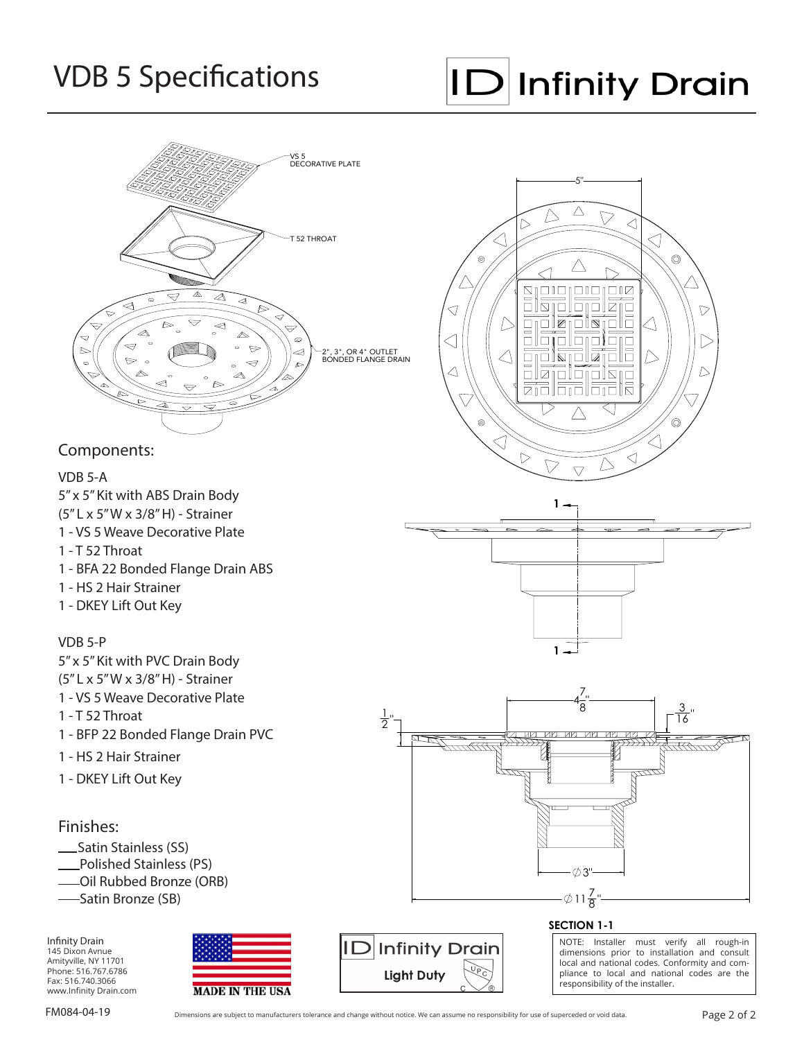# VDB 5 Specifications

ID Infinity Drain

VS 5
DECORATIVE PLATE

T 52 THROAT

2", 3", OR 4" OUTLET
BONDED FLANGE DRAIN

5"

1

1

$4\frac{7}{8}$"

$\frac{1}{2}$"

$\frac{3}{16}$"

∅3"

∅$11\frac{7}{8}$"

**SECTION 1-1**

## Components:

VDB 5-A
5" x 5" Kit with ABS Drain Body
(5" L x 5" W x 3/8" H) - Strainer
1 - VS 5 Weave Decorative Plate
1 - T 52 Throat
1 - BFA 22 Bonded Flange Drain ABS
1 - HS 2 Hair Strainer
1 - DKEY Lift Out Key

VDB 5-P
5" x 5" Kit with PVC Drain Body
(5" L x 5" W x 3/8" H) - Strainer
1 - VS 5 Weave Decorative Plate
1 - T 52 Throat
1 - BFP 22 Bonded Flange Drain PVC
1 - HS 2 Hair Strainer
1 - DKEY Lift Out Key

## Finishes:

___Satin Stainless (SS)
___Polished Stainless (PS)
___Oil Rubbed Bronze (ORB)
___Satin Bronze (SB)

Infinity Drain
145 Dixon Avnue
Amityville, NY 11701
Phone: 516.767.6786
Fax: 516.740.3066
www.Infinity Drain.com

MADE IN THE USA

ID Infinity Drain
Light Duty

NOTE: Installer must verify all rough-in dimensions prior to installation and consult local and national codes. Conformity and compliance to local and national codes are the responsibility of the installer.

FM084-04-19

Dimensions are subject to manufacturers tolerance and change without notice. We can assume no responsibility for use of superceded or void data.